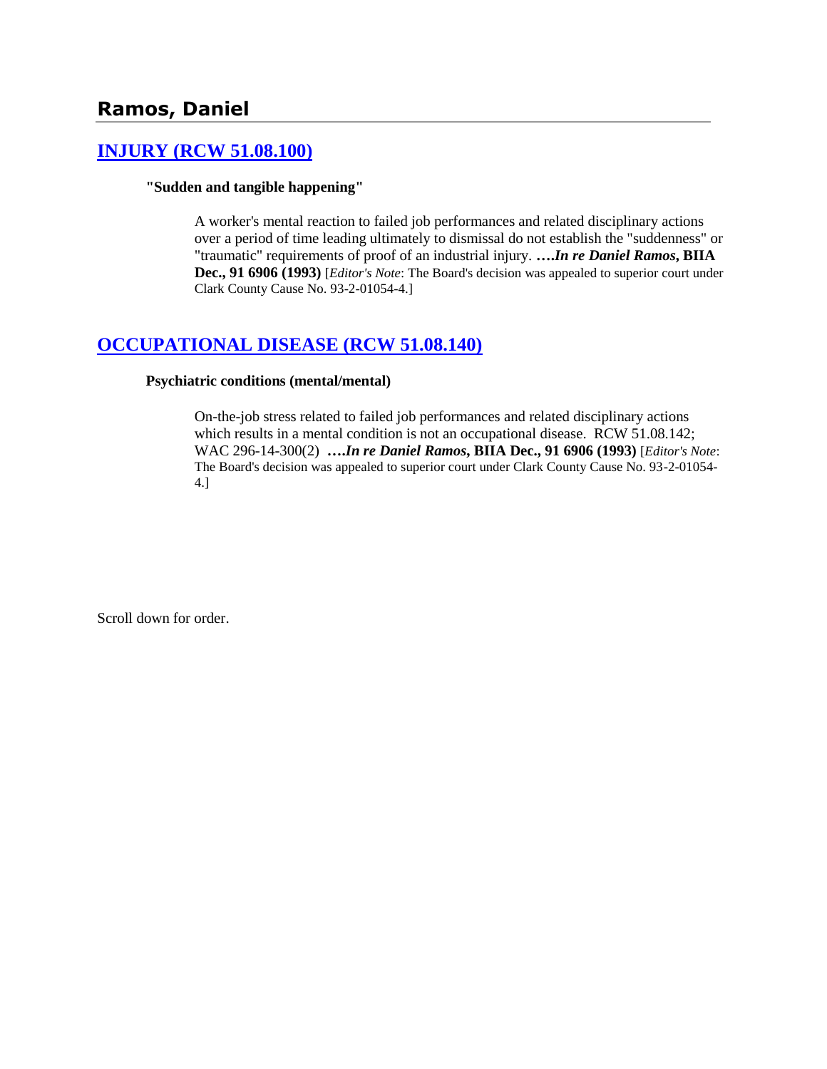# Ramos, Daniel

## [INJURY (RCW 51.08.100)]

**"Sudden and tangible happening"**

A worker's mental reaction to failed job performances and related disciplinary actions over a period of time leading ultimately to dismissal do not establish the "suddenness" or "traumatic" requirements of proof of an industrial injury. **….*In re Daniel Ramos*, BIIA Dec., 91 6906 (1993)** [*Editor's Note*: The Board's decision was appealed to superior court under Clark County Cause No. 93-2-01054-4.]

## [OCCUPATIONAL DISEASE (RCW 51.08.140)]

**Psychiatric conditions (mental/mental)**

On-the-job stress related to failed job performances and related disciplinary actions which results in a mental condition is not an occupational disease. RCW 51.08.142; WAC 296-14-300(2) **….*In re Daniel Ramos*, BIIA Dec., 91 6906 (1993)** [*Editor's Note*: The Board's decision was appealed to superior court under Clark County Cause No. 93-2-01054-4.]

Scroll down for order.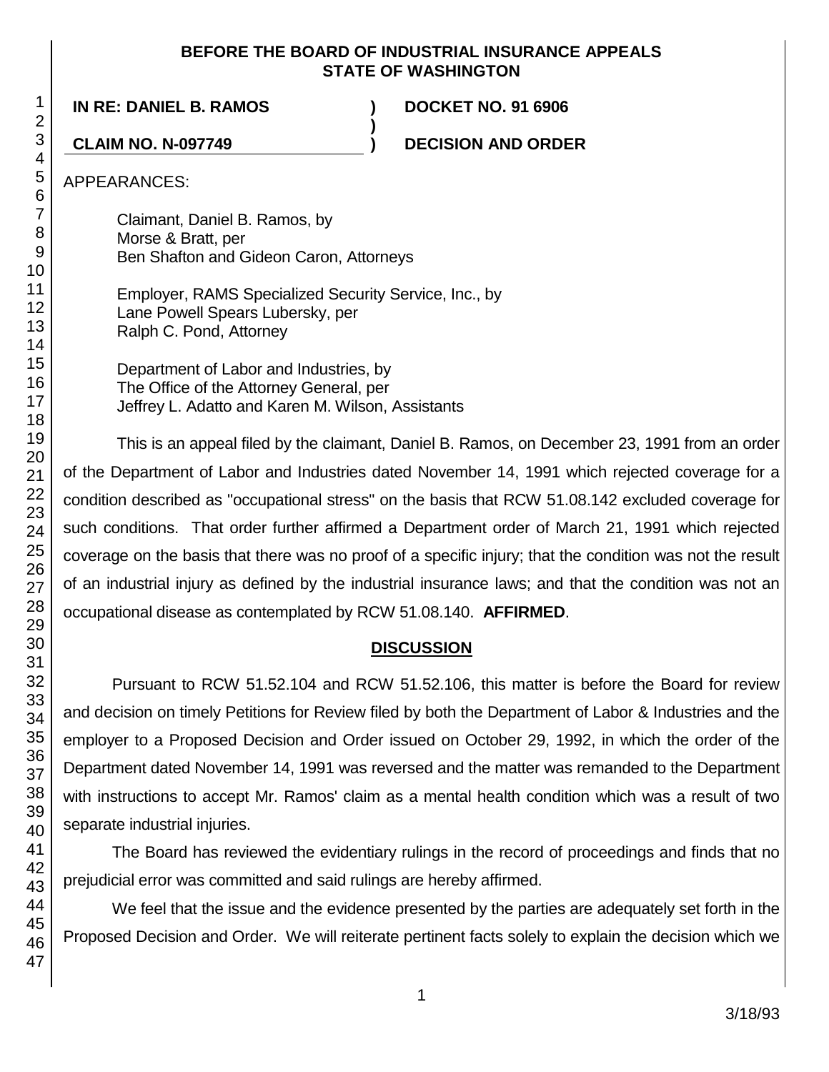**BEFORE THE BOARD OF INDUSTRIAL INSURANCE APPEALS**
**STATE OF WASHINGTON**

| | | |
|---|---|---|
| **IN RE: DANIEL B. RAMOS** | **)** | **DOCKET NO. 91 6906** |
| | **)** | |
| **CLAIM NO. N-097749** | **)** | **DECISION AND ORDER** |

APPEARANCES:

Claimant, Daniel B. Ramos, by
Morse & Bratt, per
Ben Shafton and Gideon Caron, Attorneys

Employer, RAMS Specialized Security Service, Inc., by
Lane Powell Spears Lubersky, per
Ralph C. Pond, Attorney

Department of Labor and Industries, by
The Office of the Attorney General, per
Jeffrey L. Adatto and Karen M. Wilson, Assistants

This is an appeal filed by the claimant, Daniel B. Ramos, on December 23, 1991 from an order of the Department of Labor and Industries dated November 14, 1991 which rejected coverage for a condition described as "occupational stress" on the basis that RCW 51.08.142 excluded coverage for such conditions. That order further affirmed a Department order of March 21, 1991 which rejected coverage on the basis that there was no proof of a specific injury; that the condition was not the result of an industrial injury as defined by the industrial insurance laws; and that the condition was not an occupational disease as contemplated by RCW 51.08.140. **AFFIRMED**.

## DISCUSSION

Pursuant to RCW 51.52.104 and RCW 51.52.106, this matter is before the Board for review and decision on timely Petitions for Review filed by both the Department of Labor & Industries and the employer to a Proposed Decision and Order issued on October 29, 1992, in which the order of the Department dated November 14, 1991 was reversed and the matter was remanded to the Department with instructions to accept Mr. Ramos' claim as a mental health condition which was a result of two separate industrial injuries.

The Board has reviewed the evidentiary rulings in the record of proceedings and finds that no prejudicial error was committed and said rulings are hereby affirmed.

We feel that the issue and the evidence presented by the parties are adequately set forth in the Proposed Decision and Order. We will reiterate pertinent facts solely to explain the decision which we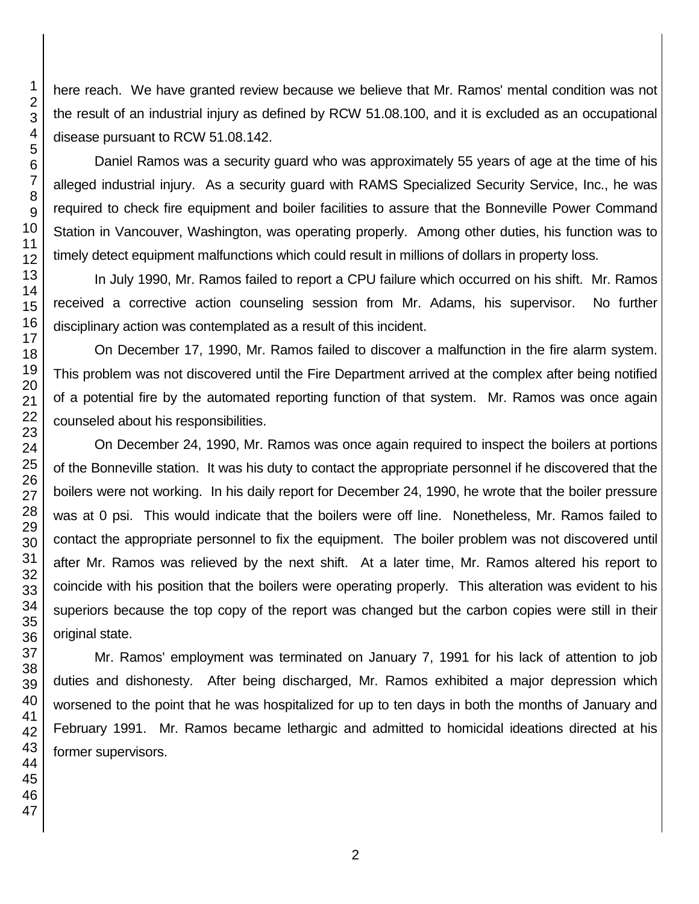here reach. We have granted review because we believe that Mr. Ramos' mental condition was not the result of an industrial injury as defined by RCW 51.08.100, and it is excluded as an occupational disease pursuant to RCW 51.08.142.

Daniel Ramos was a security guard who was approximately 55 years of age at the time of his alleged industrial injury. As a security guard with RAMS Specialized Security Service, Inc., he was required to check fire equipment and boiler facilities to assure that the Bonneville Power Command Station in Vancouver, Washington, was operating properly. Among other duties, his function was to timely detect equipment malfunctions which could result in millions of dollars in property loss.

In July 1990, Mr. Ramos failed to report a CPU failure which occurred on his shift. Mr. Ramos received a corrective action counseling session from Mr. Adams, his supervisor. No further disciplinary action was contemplated as a result of this incident.

On December 17, 1990, Mr. Ramos failed to discover a malfunction in the fire alarm system. This problem was not discovered until the Fire Department arrived at the complex after being notified of a potential fire by the automated reporting function of that system. Mr. Ramos was once again counseled about his responsibilities.

On December 24, 1990, Mr. Ramos was once again required to inspect the boilers at portions of the Bonneville station. It was his duty to contact the appropriate personnel if he discovered that the boilers were not working. In his daily report for December 24, 1990, he wrote that the boiler pressure was at 0 psi. This would indicate that the boilers were off line. Nonetheless, Mr. Ramos failed to contact the appropriate personnel to fix the equipment. The boiler problem was not discovered until after Mr. Ramos was relieved by the next shift. At a later time, Mr. Ramos altered his report to coincide with his position that the boilers were operating properly. This alteration was evident to his superiors because the top copy of the report was changed but the carbon copies were still in their original state.

Mr. Ramos' employment was terminated on January 7, 1991 for his lack of attention to job duties and dishonesty. After being discharged, Mr. Ramos exhibited a major depression which worsened to the point that he was hospitalized for up to ten days in both the months of January and February 1991. Mr. Ramos became lethargic and admitted to homicidal ideations directed at his former supervisors.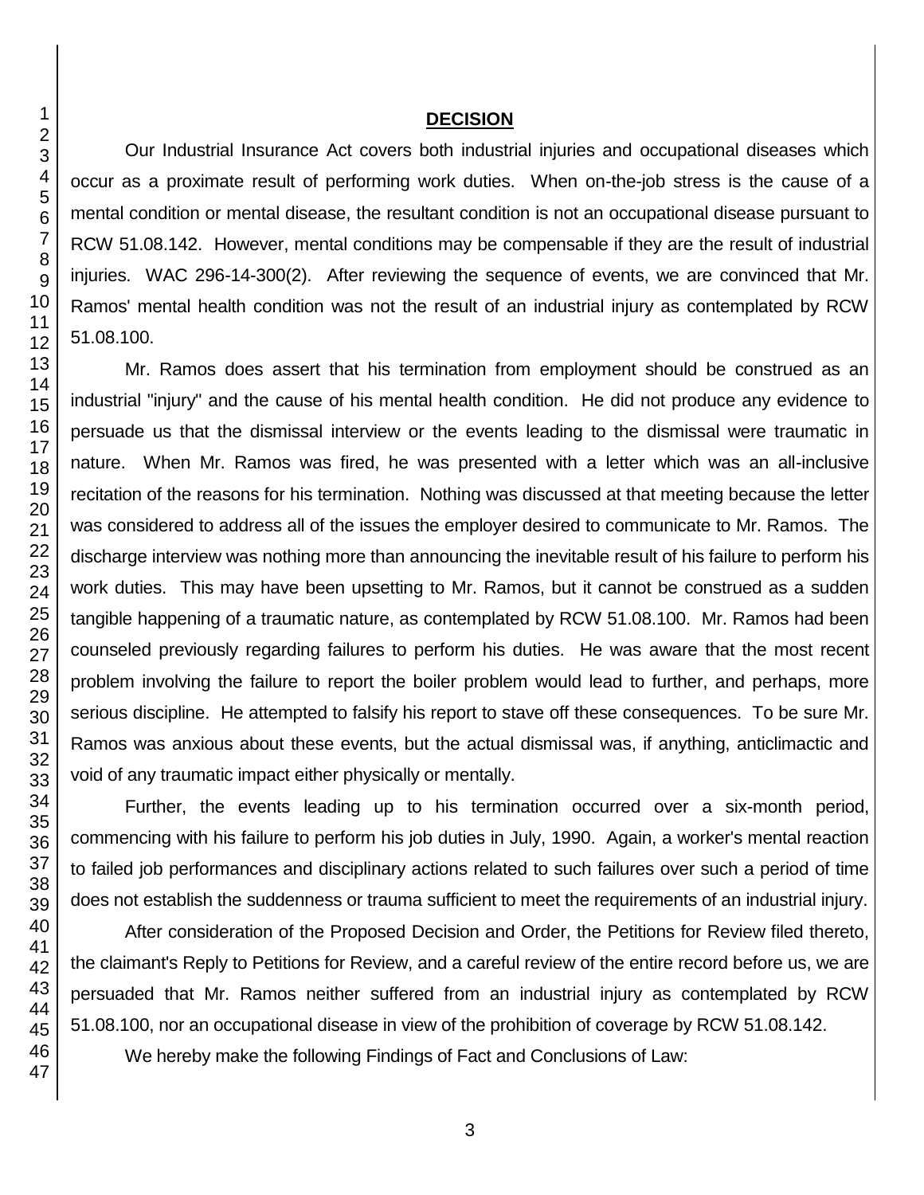## DECISION

Our Industrial Insurance Act covers both industrial injuries and occupational diseases which occur as a proximate result of performing work duties. When on-the-job stress is the cause of a mental condition or mental disease, the resultant condition is not an occupational disease pursuant to RCW 51.08.142. However, mental conditions may be compensable if they are the result of industrial injuries. WAC 296-14-300(2). After reviewing the sequence of events, we are convinced that Mr. Ramos' mental health condition was not the result of an industrial injury as contemplated by RCW 51.08.100.

Mr. Ramos does assert that his termination from employment should be construed as an industrial "injury" and the cause of his mental health condition. He did not produce any evidence to persuade us that the dismissal interview or the events leading to the dismissal were traumatic in nature. When Mr. Ramos was fired, he was presented with a letter which was an all-inclusive recitation of the reasons for his termination. Nothing was discussed at that meeting because the letter was considered to address all of the issues the employer desired to communicate to Mr. Ramos. The discharge interview was nothing more than announcing the inevitable result of his failure to perform his work duties. This may have been upsetting to Mr. Ramos, but it cannot be construed as a sudden tangible happening of a traumatic nature, as contemplated by RCW 51.08.100. Mr. Ramos had been counseled previously regarding failures to perform his duties. He was aware that the most recent problem involving the failure to report the boiler problem would lead to further, and perhaps, more serious discipline. He attempted to falsify his report to stave off these consequences. To be sure Mr. Ramos was anxious about these events, but the actual dismissal was, if anything, anticlimactic and void of any traumatic impact either physically or mentally.

Further, the events leading up to his termination occurred over a six-month period, commencing with his failure to perform his job duties in July, 1990. Again, a worker's mental reaction to failed job performances and disciplinary actions related to such failures over such a period of time does not establish the suddenness or trauma sufficient to meet the requirements of an industrial injury.

After consideration of the Proposed Decision and Order, the Petitions for Review filed thereto, the claimant's Reply to Petitions for Review, and a careful review of the entire record before us, we are persuaded that Mr. Ramos neither suffered from an industrial injury as contemplated by RCW 51.08.100, nor an occupational disease in view of the prohibition of coverage by RCW 51.08.142.

We hereby make the following Findings of Fact and Conclusions of Law: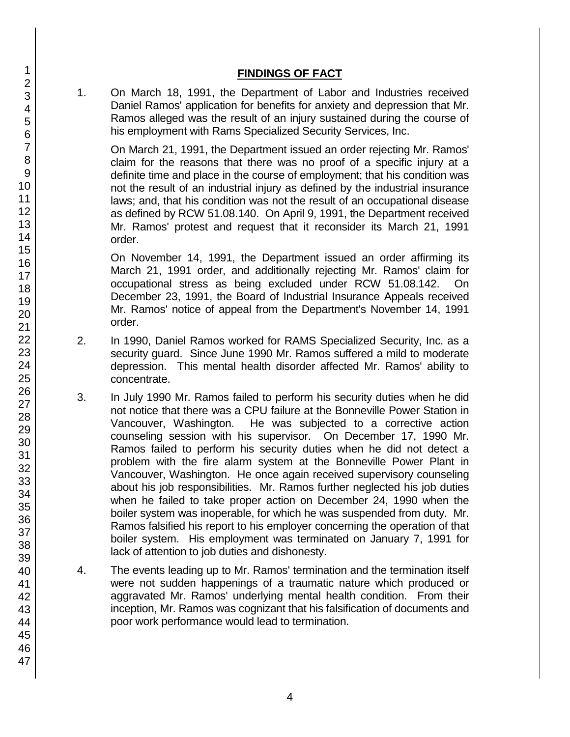## FINDINGS OF FACT

1. On March 18, 1991, the Department of Labor and Industries received Daniel Ramos' application for benefits for anxiety and depression that Mr. Ramos alleged was the result of an injury sustained during the course of his employment with Rams Specialized Security Services, Inc.

   On March 21, 1991, the Department issued an order rejecting Mr. Ramos' claim for the reasons that there was no proof of a specific injury at a definite time and place in the course of employment; that his condition was not the result of an industrial injury as defined by the industrial insurance laws; and, that his condition was not the result of an occupational disease as defined by RCW 51.08.140. On April 9, 1991, the Department received Mr. Ramos' protest and request that it reconsider its March 21, 1991 order.

   On November 14, 1991, the Department issued an order affirming its March 21, 1991 order, and additionally rejecting Mr. Ramos' claim for occupational stress as being excluded under RCW 51.08.142. On December 23, 1991, the Board of Industrial Insurance Appeals received Mr. Ramos' notice of appeal from the Department's November 14, 1991 order.

2. In 1990, Daniel Ramos worked for RAMS Specialized Security, Inc. as a security guard. Since June 1990 Mr. Ramos suffered a mild to moderate depression. This mental health disorder affected Mr. Ramos' ability to concentrate.

3. In July 1990 Mr. Ramos failed to perform his security duties when he did not notice that there was a CPU failure at the Bonneville Power Station in Vancouver, Washington. He was subjected to a corrective action counseling session with his supervisor. On December 17, 1990 Mr. Ramos failed to perform his security duties when he did not detect a problem with the fire alarm system at the Bonneville Power Plant in Vancouver, Washington. He once again received supervisory counseling about his job responsibilities. Mr. Ramos further neglected his job duties when he failed to take proper action on December 24, 1990 when the boiler system was inoperable, for which he was suspended from duty. Mr. Ramos falsified his report to his employer concerning the operation of that boiler system. His employment was terminated on January 7, 1991 for lack of attention to job duties and dishonesty.

4. The events leading up to Mr. Ramos' termination and the termination itself were not sudden happenings of a traumatic nature which produced or aggravated Mr. Ramos' underlying mental health condition. From their inception, Mr. Ramos was cognizant that his falsification of documents and poor work performance would lead to termination.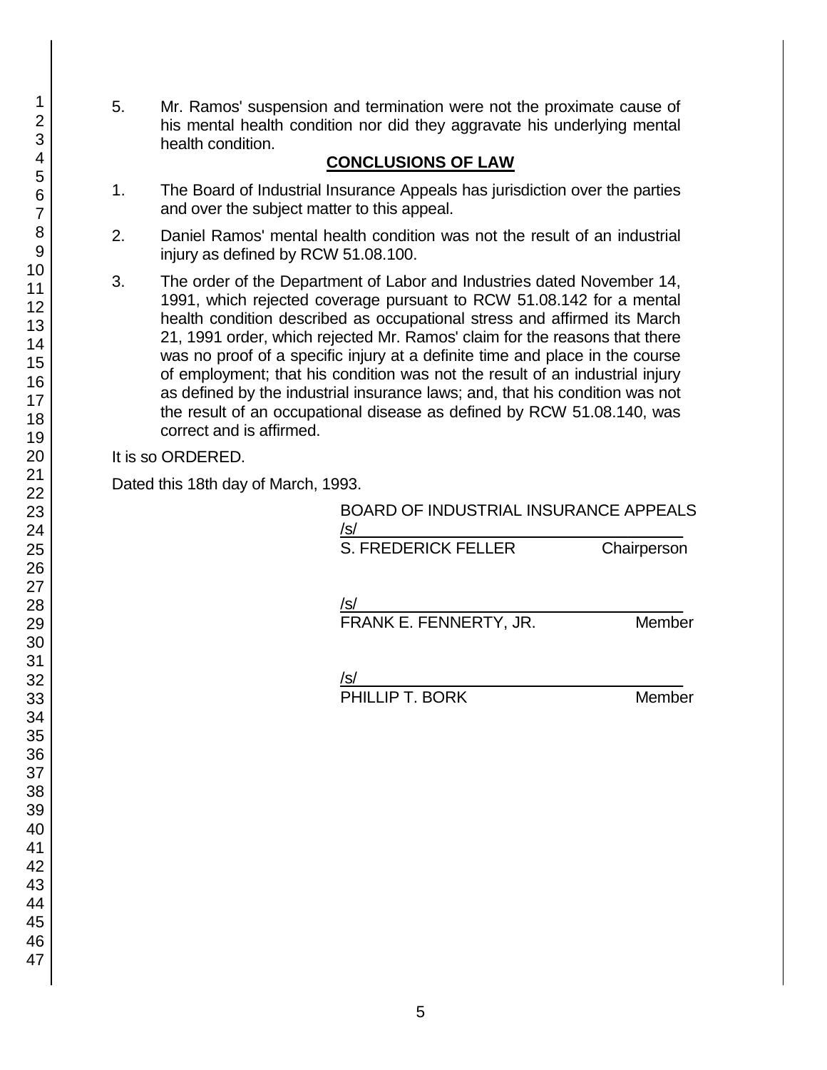5. Mr. Ramos' suspension and termination were not the proximate cause of his mental health condition nor did they aggravate his underlying mental health condition.

## CONCLUSIONS OF LAW

1. The Board of Industrial Insurance Appeals has jurisdiction over the parties and over the subject matter to this appeal.

2. Daniel Ramos' mental health condition was not the result of an industrial injury as defined by RCW 51.08.100.

3. The order of the Department of Labor and Industries dated November 14, 1991, which rejected coverage pursuant to RCW 51.08.142 for a mental health condition described as occupational stress and affirmed its March 21, 1991 order, which rejected Mr. Ramos' claim for the reasons that there was no proof of a specific injury at a definite time and place in the course of employment; that his condition was not the result of an industrial injury as defined by the industrial insurance laws; and, that his condition was not the result of an occupational disease as defined by RCW 51.08.140, was correct and is affirmed.

It is so ORDERED.

Dated this 18th day of March, 1993.

BOARD OF INDUSTRIAL INSURANCE APPEALS

/s/
S. FREDERICK FELLER Chairperson

/s/
FRANK E. FENNERTY, JR. Member

/s/
PHILLIP T. BORK Member